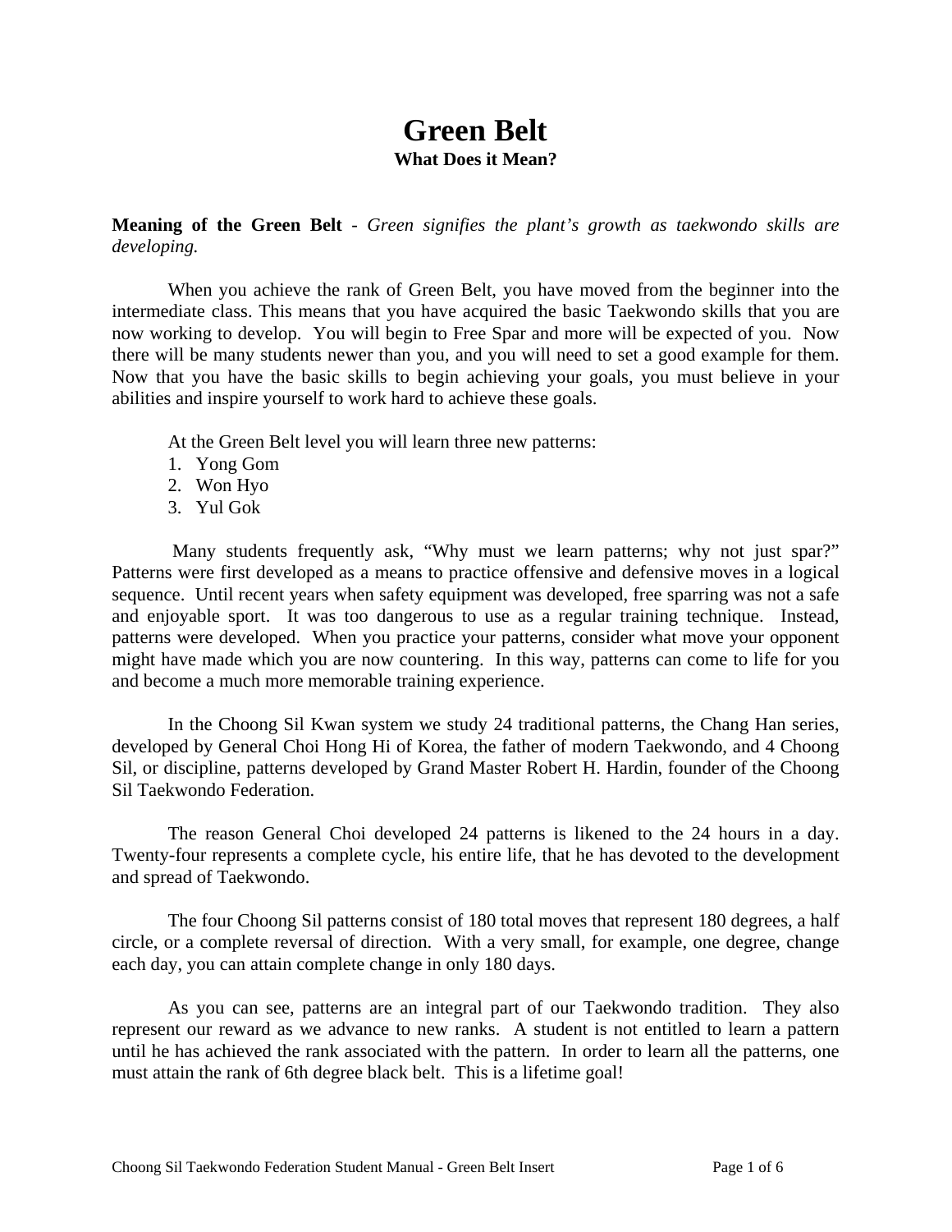# Green Belt

### What Does it Mean?

**Meaning of the Green Belt** - *Green signifies the plant's growth as taekwondo skills are developing.*

When you achieve the rank of Green Belt, you have moved from the beginner into the intermediate class. This means that you have acquired the basic Taekwondo skills that you are now working to develop. You will begin to Free Spar and more will be expected of you. Now there will be many students newer than you, and you will need to set a good example for them. Now that you have the basic skills to begin achieving your goals, you must believe in your abilities and inspire yourself to work hard to achieve these goals.

At the Green Belt level you will learn three new patterns:

1. Yong Gom
2. Won Hyo
3. Yul Gok

Many students frequently ask, "Why must we learn patterns; why not just spar?" Patterns were first developed as a means to practice offensive and defensive moves in a logical sequence. Until recent years when safety equipment was developed, free sparring was not a safe and enjoyable sport. It was too dangerous to use as a regular training technique. Instead, patterns were developed. When you practice your patterns, consider what move your opponent might have made which you are now countering. In this way, patterns can come to life for you and become a much more memorable training experience.

In the Choong Sil Kwan system we study 24 traditional patterns, the Chang Han series, developed by General Choi Hong Hi of Korea, the father of modern Taekwondo, and 4 Choong Sil, or discipline, patterns developed by Grand Master Robert H. Hardin, founder of the Choong Sil Taekwondo Federation.

The reason General Choi developed 24 patterns is likened to the 24 hours in a day. Twenty-four represents a complete cycle, his entire life, that he has devoted to the development and spread of Taekwondo.

The four Choong Sil patterns consist of 180 total moves that represent 180 degrees, a half circle, or a complete reversal of direction. With a very small, for example, one degree, change each day, you can attain complete change in only 180 days.

As you can see, patterns are an integral part of our Taekwondo tradition. They also represent our reward as we advance to new ranks. A student is not entitled to learn a pattern until he has achieved the rank associated with the pattern. In order to learn all the patterns, one must attain the rank of 6th degree black belt. This is a lifetime goal!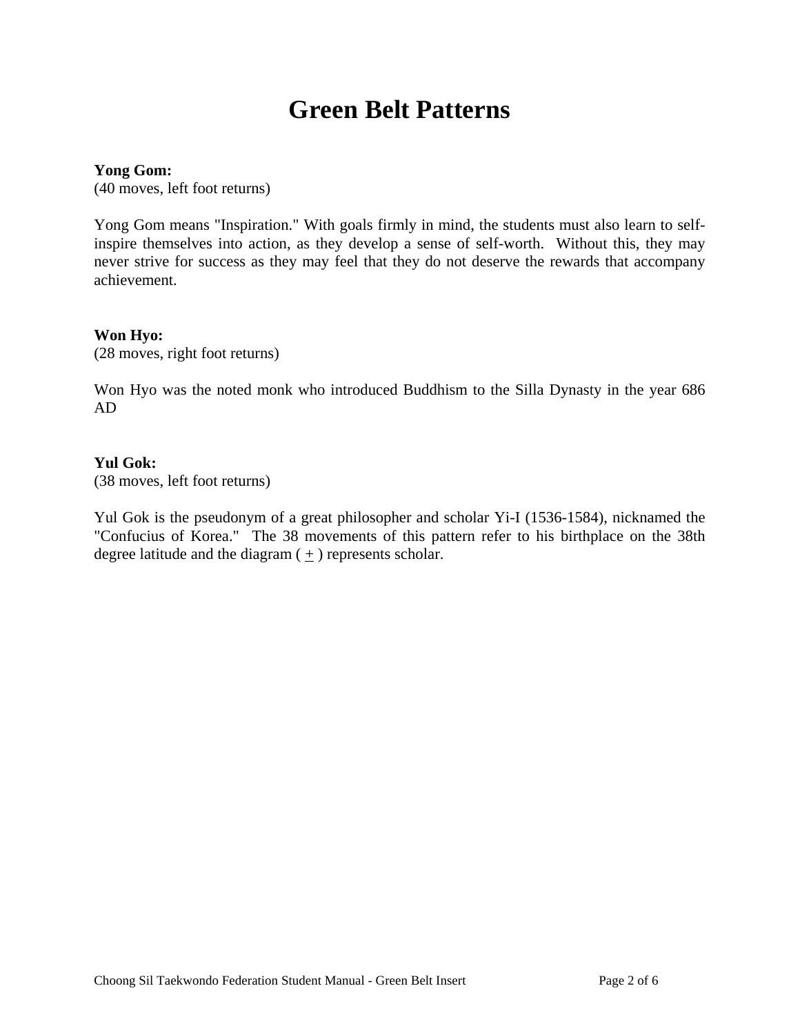# Green Belt Patterns

**Yong Gom:**
(40 moves, left foot returns)

Yong Gom means "Inspiration." With goals firmly in mind, the students must also learn to self-inspire themselves into action, as they develop a sense of self-worth. Without this, they may never strive for success as they may feel that they do not deserve the rewards that accompany achievement.

**Won Hyo:**
(28 moves, right foot returns)

Won Hyo was the noted monk who introduced Buddhism to the Silla Dynasty in the year 686 AD

**Yul Gok:**
(38 moves, left foot returns)

Yul Gok is the pseudonym of a great philosopher and scholar Yi-I (1536-1584), nicknamed the "Confucius of Korea." The 38 movements of this pattern refer to his birthplace on the 38th degree latitude and the diagram ( ± ) represents scholar.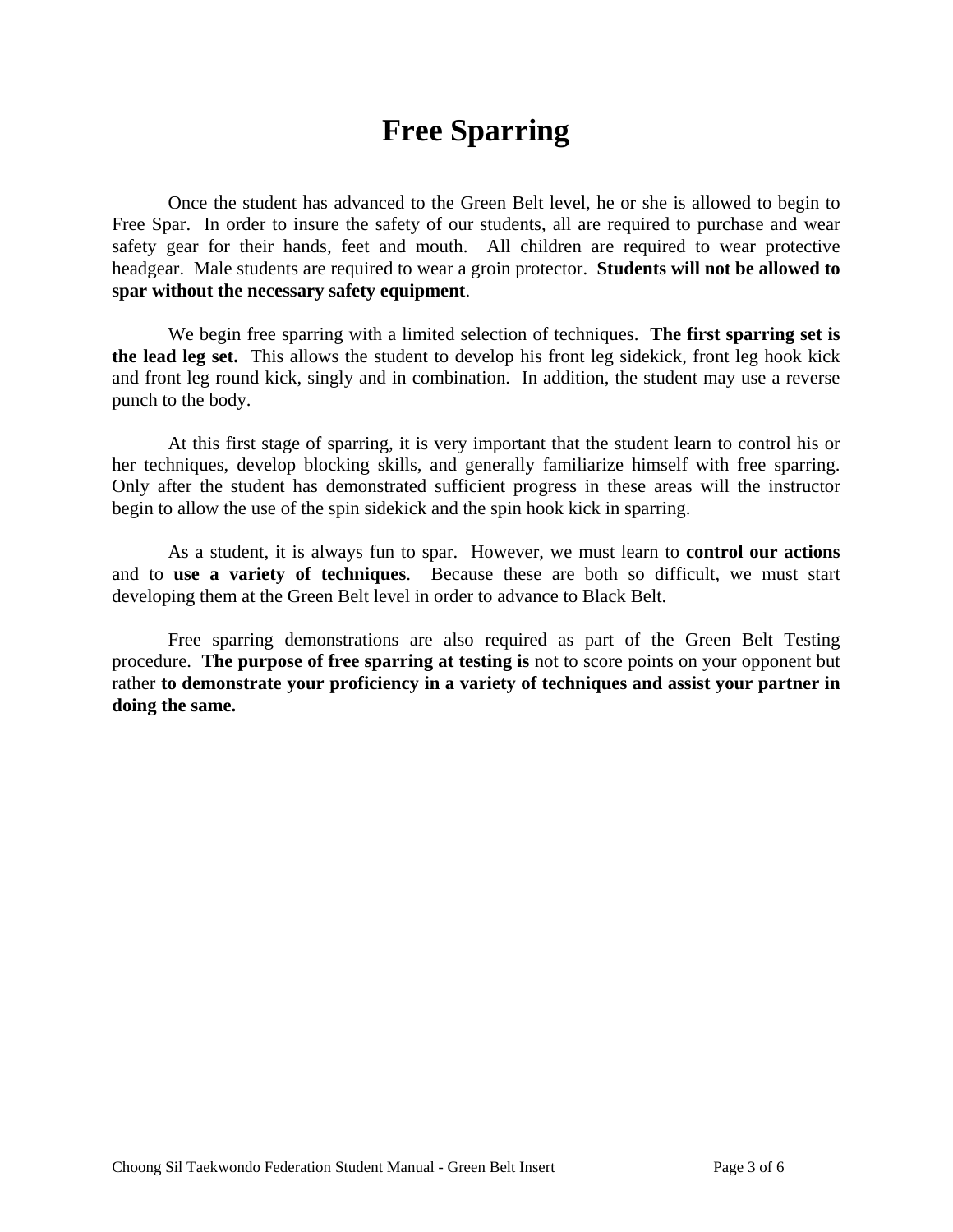# Free Sparring

Once the student has advanced to the Green Belt level, he or she is allowed to begin to Free Spar. In order to insure the safety of our students, all are required to purchase and wear safety gear for their hands, feet and mouth. All children are required to wear protective headgear. Male students are required to wear a groin protector. **Students will not be allowed to spar without the necessary safety equipment**.

We begin free sparring with a limited selection of techniques. **The first sparring set is the lead leg set.** This allows the student to develop his front leg sidekick, front leg hook kick and front leg round kick, singly and in combination. In addition, the student may use a reverse punch to the body.

At this first stage of sparring, it is very important that the student learn to control his or her techniques, develop blocking skills, and generally familiarize himself with free sparring. Only after the student has demonstrated sufficient progress in these areas will the instructor begin to allow the use of the spin sidekick and the spin hook kick in sparring.

As a student, it is always fun to spar. However, we must learn to **control our actions** and to **use a variety of techniques**. Because these are both so difficult, we must start developing them at the Green Belt level in order to advance to Black Belt.

Free sparring demonstrations are also required as part of the Green Belt Testing procedure. **The purpose of free sparring at testing is** not to score points on your opponent but rather **to demonstrate your proficiency in a variety of techniques and assist your partner in doing the same.**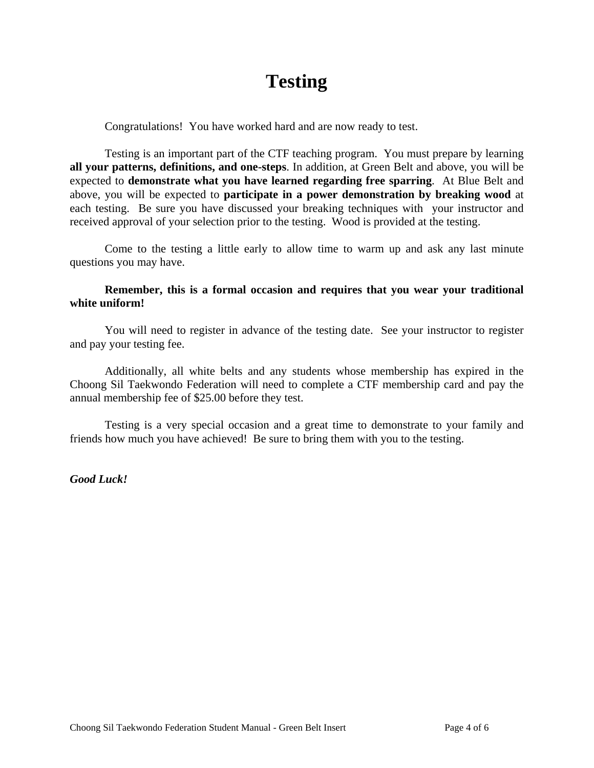# Testing

Congratulations! You have worked hard and are now ready to test.

Testing is an important part of the CTF teaching program. You must prepare by learning **all your patterns, definitions, and one-steps**. In addition, at Green Belt and above, you will be expected to **demonstrate what you have learned regarding free sparring**. At Blue Belt and above, you will be expected to **participate in a power demonstration by breaking wood** at each testing. Be sure you have discussed your breaking techniques with your instructor and received approval of your selection prior to the testing. Wood is provided at the testing.

Come to the testing a little early to allow time to warm up and ask any last minute questions you may have.

**Remember, this is a formal occasion and requires that you wear your traditional white uniform!**

You will need to register in advance of the testing date. See your instructor to register and pay your testing fee.

Additionally, all white belts and any students whose membership has expired in the Choong Sil Taekwondo Federation will need to complete a CTF membership card and pay the annual membership fee of $25.00 before they test.

Testing is a very special occasion and a great time to demonstrate to your family and friends how much you have achieved! Be sure to bring them with you to the testing.

***Good Luck!***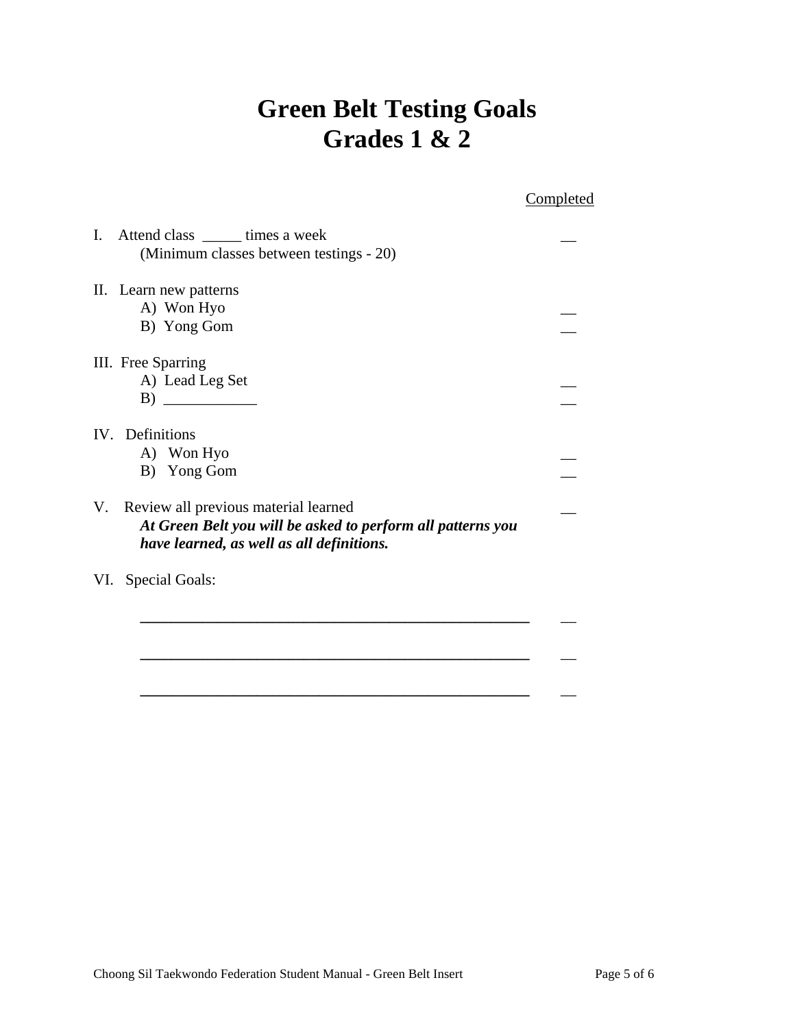# Green Belt Testing Goals
# Grades 1 & 2

Completed

I. Attend class _____ times a week __
   (Minimum classes between testings - 20)

II. Learn new patterns
   A) Won Hyo __
   B) Yong Gom __

III. Free Sparring
   A) Lead Leg Set __
   B) ____________ __

IV. Definitions
   A) Won Hyo __
   B) Yong Gom __

V. Review all previous material learned __
   ***At Green Belt you will be asked to perform all patterns you have learned, as well as all definitions.***

VI. Special Goals:

   ______________________________________________ __

   ______________________________________________ __

   ______________________________________________ __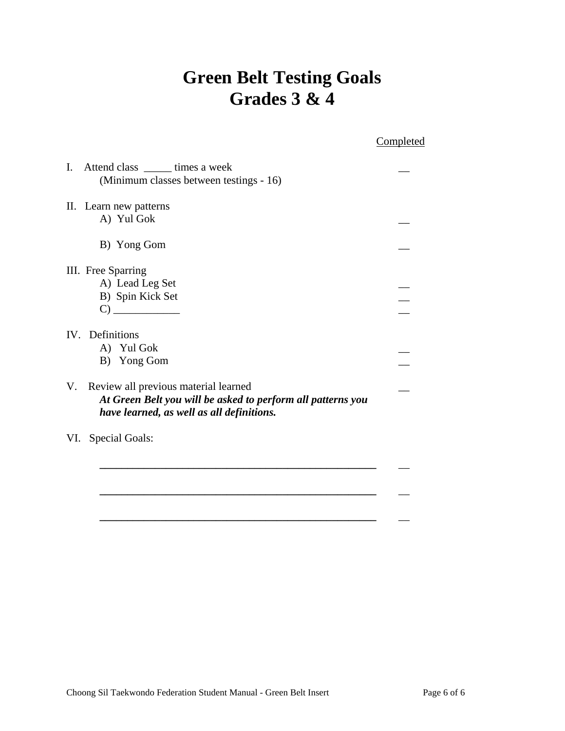# Green Belt Testing Goals
# Grades 3 & 4

| | Completed |
|---|---|
| I. Attend class _____ times a week<br>(Minimum classes between testings - 16) | __ |
| II. Learn new patterns | |
| A) Yul Gok | __ |
| B) Yong Gom | __ |
| III. Free Sparring | |
| A) Lead Leg Set | __ |
| B) Spin Kick Set | __ |
| C) ____________ | __ |
| IV. Definitions | |
| A) Yul Gok | __ |
| B) Yong Gom | __ |
| V. Review all previous material learned<br>***At Green Belt you will be asked to perform all patterns you have learned, as well as all definitions.*** | __ |
| VI. Special Goals: | |
| ________________________________________________ | __ |
| ________________________________________________ | __ |
| ________________________________________________ | __ |